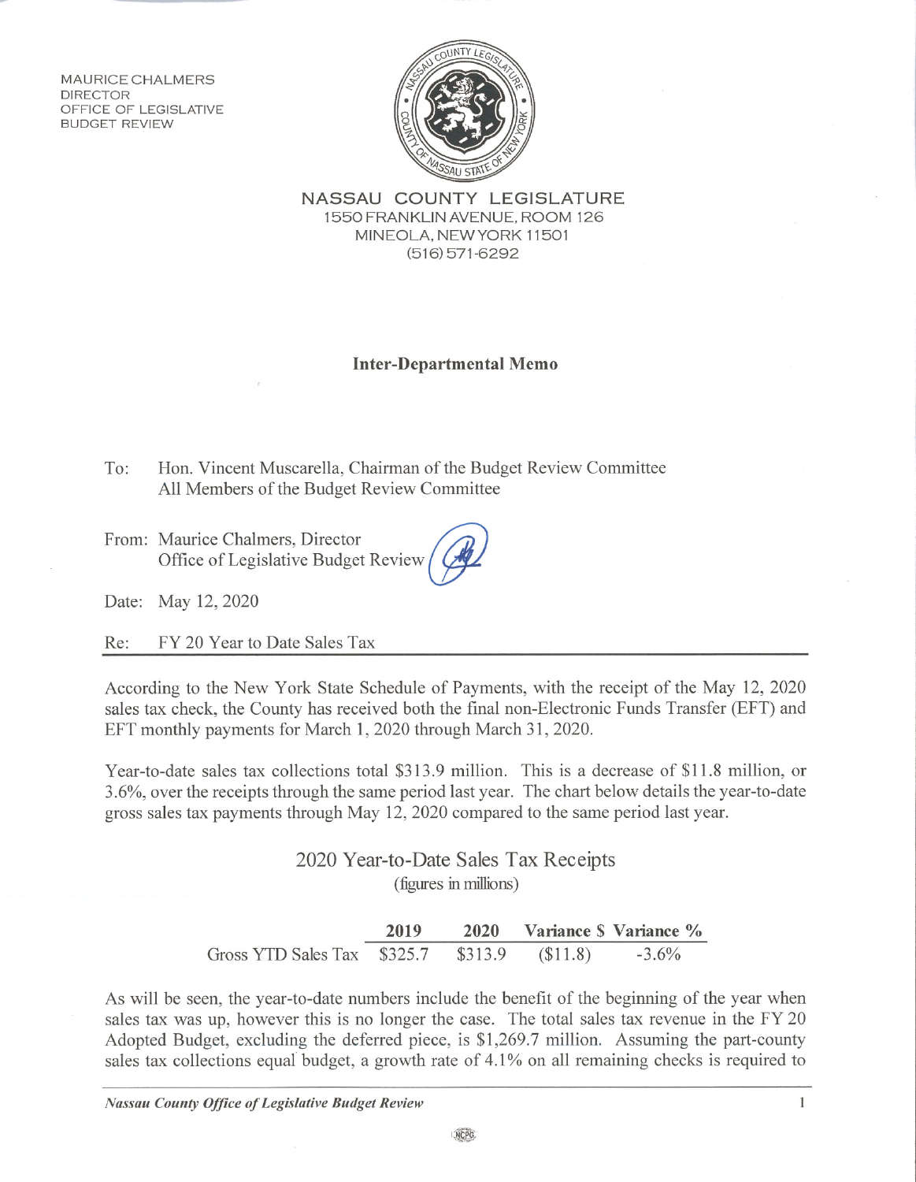MAURICE CHALMERS
DIRECTOR
OFFICE OF LEGISLATIVE
BUDGET REVIEW

NASSAU COUNTY LEGISLATURE
1550 FRANKLIN AVENUE, ROOM 126
MINEOLA, NEW YORK 11501
(516) 571-6292

**Inter-Departmental Memo**

To: Hon. Vincent Muscarella, Chairman of the Budget Review Committee
All Members of the Budget Review Committee

From: Maurice Chalmers, Director
Office of Legislative Budget Review

Date: May 12, 2020

Re: FY 20 Year to Date Sales Tax

According to the New York State Schedule of Payments, with the receipt of the May 12, 2020 sales tax check, the County has received both the final non-Electronic Funds Transfer (EFT) and EFT monthly payments for March 1, 2020 through March 31, 2020.

Year-to-date sales tax collections total $313.9 million. This is a decrease of $11.8 million, or 3.6%, over the receipts through the same period last year. The chart below details the year-to-date gross sales tax payments through May 12, 2020 compared to the same period last year.

2020 Year-to-Date Sales Tax Receipts
(figures in millions)

| | 2019 | 2020 | Variance $ | Variance % |
|---|---|---|---|---|
| Gross YTD Sales Tax | $325.7 | $313.9 | ($11.8) | -3.6% |

As will be seen, the year-to-date numbers include the benefit of the beginning of the year when sales tax was up, however this is no longer the case. The total sales tax revenue in the FY 20 Adopted Budget, excluding the deferred piece, is $1,269.7 million. Assuming the part-county sales tax collections equal budget, a growth rate of 4.1% on all remaining checks is required to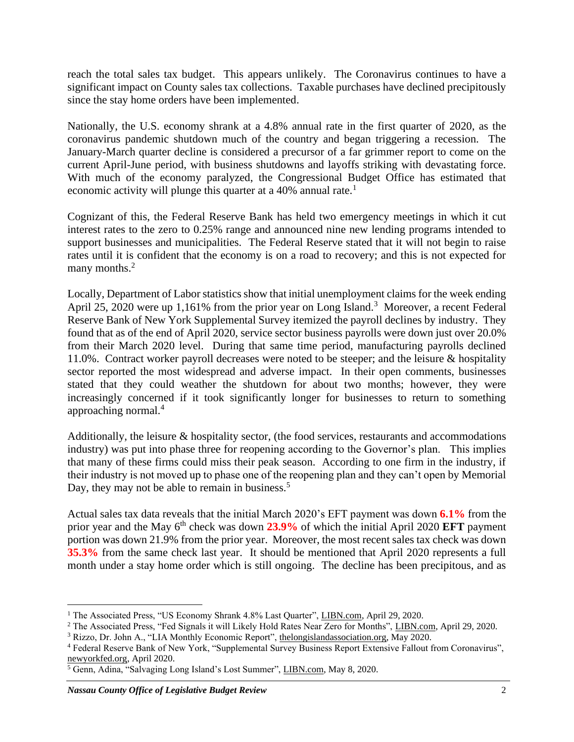reach the total sales tax budget. This appears unlikely. The Coronavirus continues to have a significant impact on County sales tax collections. Taxable purchases have declined precipitously since the stay home orders have been implemented.

Nationally, the U.S. economy shrank at a 4.8% annual rate in the first quarter of 2020, as the coronavirus pandemic shutdown much of the country and began triggering a recession. The January-March quarter decline is considered a precursor of a far grimmer report to come on the current April-June period, with business shutdowns and layoffs striking with devastating force. With much of the economy paralyzed, the Congressional Budget Office has estimated that economic activity will plunge this quarter at a 40% annual rate.[1]

Cognizant of this, the Federal Reserve Bank has held two emergency meetings in which it cut interest rates to the zero to 0.25% range and announced nine new lending programs intended to support businesses and municipalities. The Federal Reserve stated that it will not begin to raise rates until it is confident that the economy is on a road to recovery; and this is not expected for many months.[2]

Locally, Department of Labor statistics show that initial unemployment claims for the week ending April 25, 2020 were up 1,161% from the prior year on Long Island.[3] Moreover, a recent Federal Reserve Bank of New York Supplemental Survey itemized the payroll declines by industry. They found that as of the end of April 2020, service sector business payrolls were down just over 20.0% from their March 2020 level. During that same time period, manufacturing payrolls declined 11.0%. Contract worker payroll decreases were noted to be steeper; and the leisure & hospitality sector reported the most widespread and adverse impact. In their open comments, businesses stated that they could weather the shutdown for about two months; however, they were increasingly concerned if it took significantly longer for businesses to return to something approaching normal.[4]

Additionally, the leisure & hospitality sector, (the food services, restaurants and accommodations industry) was put into phase three for reopening according to the Governor's plan. This implies that many of these firms could miss their peak season. According to one firm in the industry, if their industry is not moved up to phase one of the reopening plan and they can't open by Memorial Day, they may not be able to remain in business.[5]

Actual sales tax data reveals that the initial March 2020's EFT payment was down **6.1%** from the prior year and the May 6th check was down **23.9%** of which the initial April 2020 **EFT** payment portion was down 21.9% from the prior year. Moreover, the most recent sales tax check was down **35.3%** from the same check last year. It should be mentioned that April 2020 represents a full month under a stay home order which is still ongoing. The decline has been precipitous, and as

---

[1] The Associated Press, "US Economy Shrank 4.8% Last Quarter", LIBN.com, April 29, 2020.

[2] The Associated Press, "Fed Signals it will Likely Hold Rates Near Zero for Months", LIBN.com, April 29, 2020.

[3] Rizzo, Dr. John A., "LIA Monthly Economic Report", thelongislandassociation.org, May 2020.

[4] Federal Reserve Bank of New York, "Supplemental Survey Business Report Extensive Fallout from Coronavirus", newyorkfed.org, April 2020.

[5] Genn, Adina, "Salvaging Long Island's Lost Summer", LIBN.com, May 8, 2020.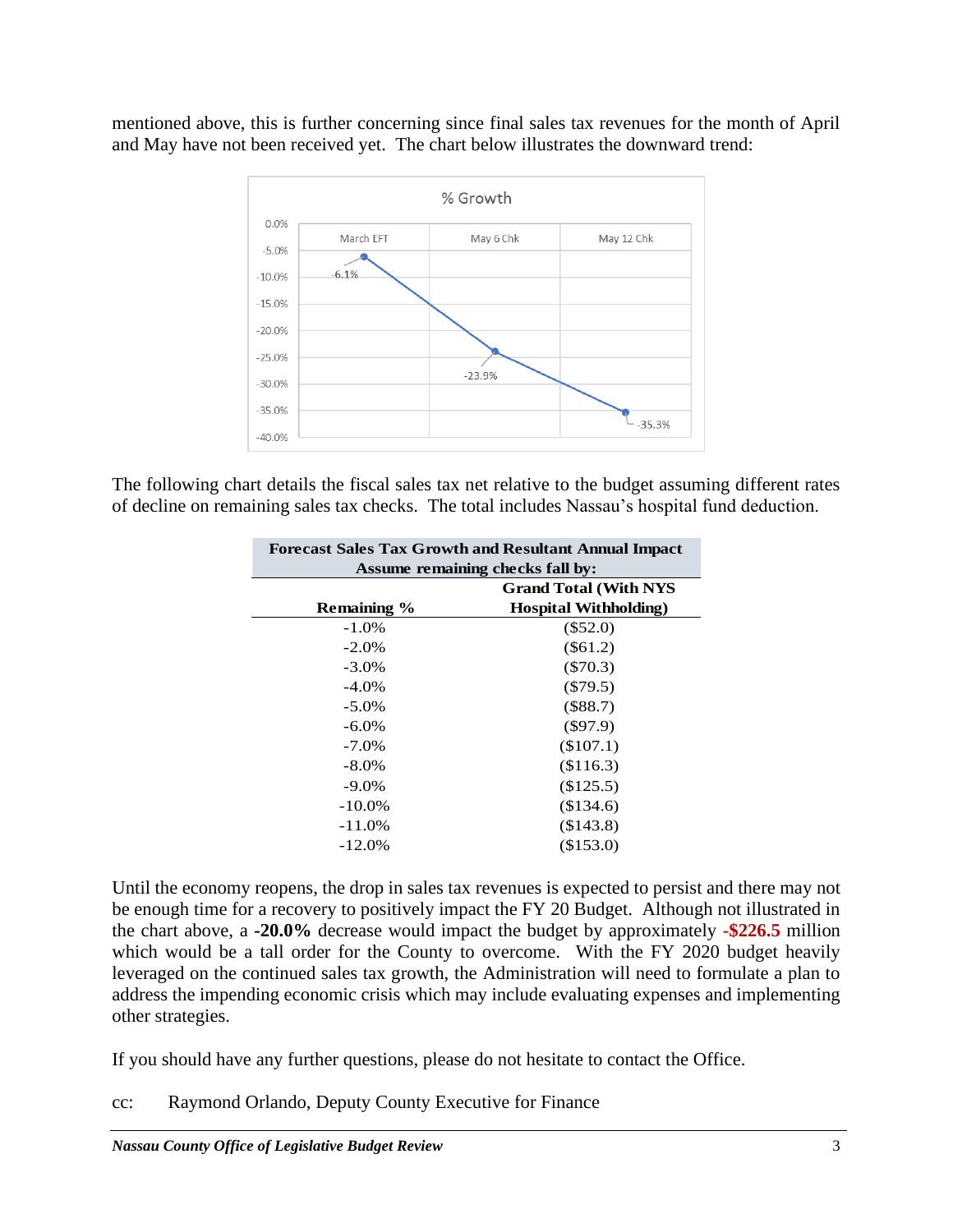mentioned above, this is further concerning since final sales tax revenues for the month of April and May have not been received yet. The chart below illustrates the downward trend:

% Growth

0.0%
-5.0%
-10.0%
-15.0%
-20.0%
-25.0%
-30.0%
-35.0%
-40.0%

March EFT
May 6 Chk
May 12 Chk

-6.1%
-23.9%
-35.3%

The following chart details the fiscal sales tax net relative to the budget assuming different rates of decline on remaining sales tax checks. The total includes Nassau's hospital fund deduction.

| **Forecast Sales Tax Growth and Resultant Annual Impact Assume remaining checks fall by:** | |
|---|---|
| **Remaining %** | **Grand Total (With NYS Hospital Withholding)** |
| -1.0% | ($52.0) |
| -2.0% | ($61.2) |
| -3.0% | ($70.3) |
| -4.0% | ($79.5) |
| -5.0% | ($88.7) |
| -6.0% | ($97.9) |
| -7.0% | ($107.1) |
| -8.0% | ($116.3) |
| -9.0% | ($125.5) |
| -10.0% | ($134.6) |
| -11.0% | ($143.8) |
| -12.0% | ($153.0) |

Until the economy reopens, the drop in sales tax revenues is expected to persist and there may not be enough time for a recovery to positively impact the FY 20 Budget. Although not illustrated in the chart above, a **-20.0%** decrease would impact the budget by approximately **-$226.5** million which would be a tall order for the County to overcome. With the FY 2020 budget heavily leveraged on the continued sales tax growth, the Administration will need to formulate a plan to address the impending economic crisis which may include evaluating expenses and implementing other strategies.

If you should have any further questions, please do not hesitate to contact the Office.

cc: Raymond Orlando, Deputy County Executive for Finance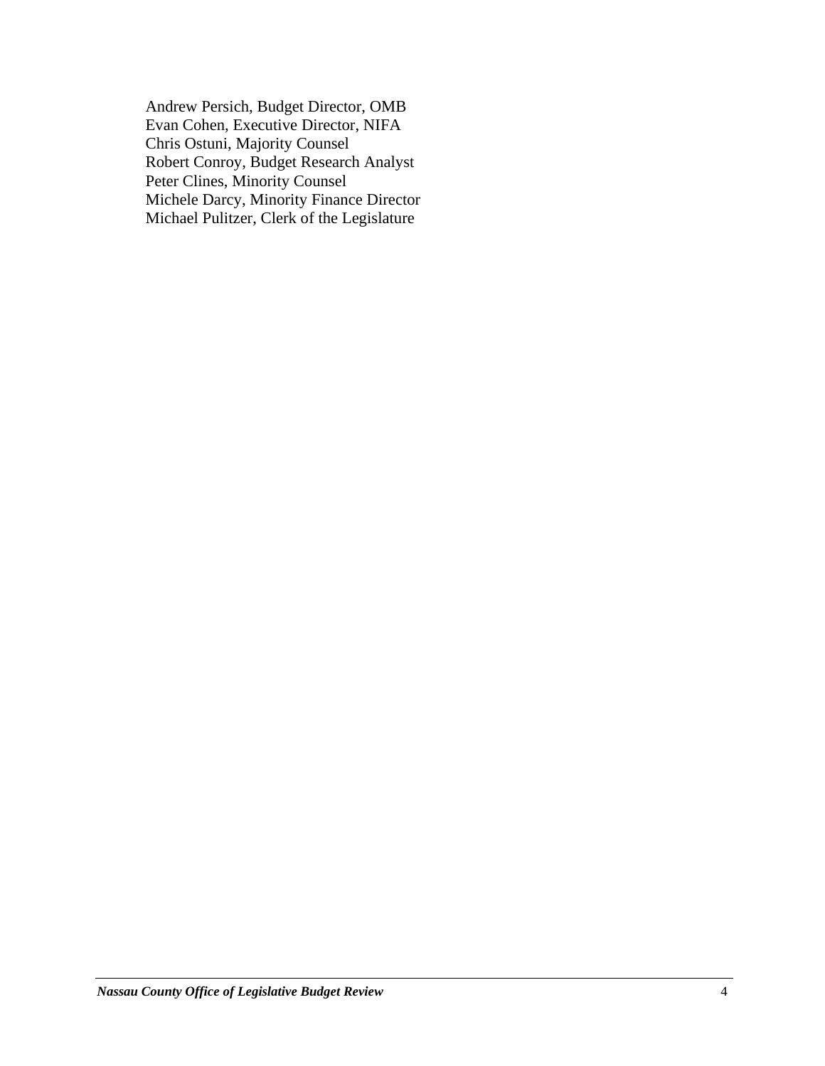Andrew Persich, Budget Director, OMB
Evan Cohen, Executive Director, NIFA
Chris Ostuni, Majority Counsel
Robert Conroy, Budget Research Analyst
Peter Clines, Minority Counsel
Michele Darcy, Minority Finance Director
Michael Pulitzer, Clerk of the Legislature